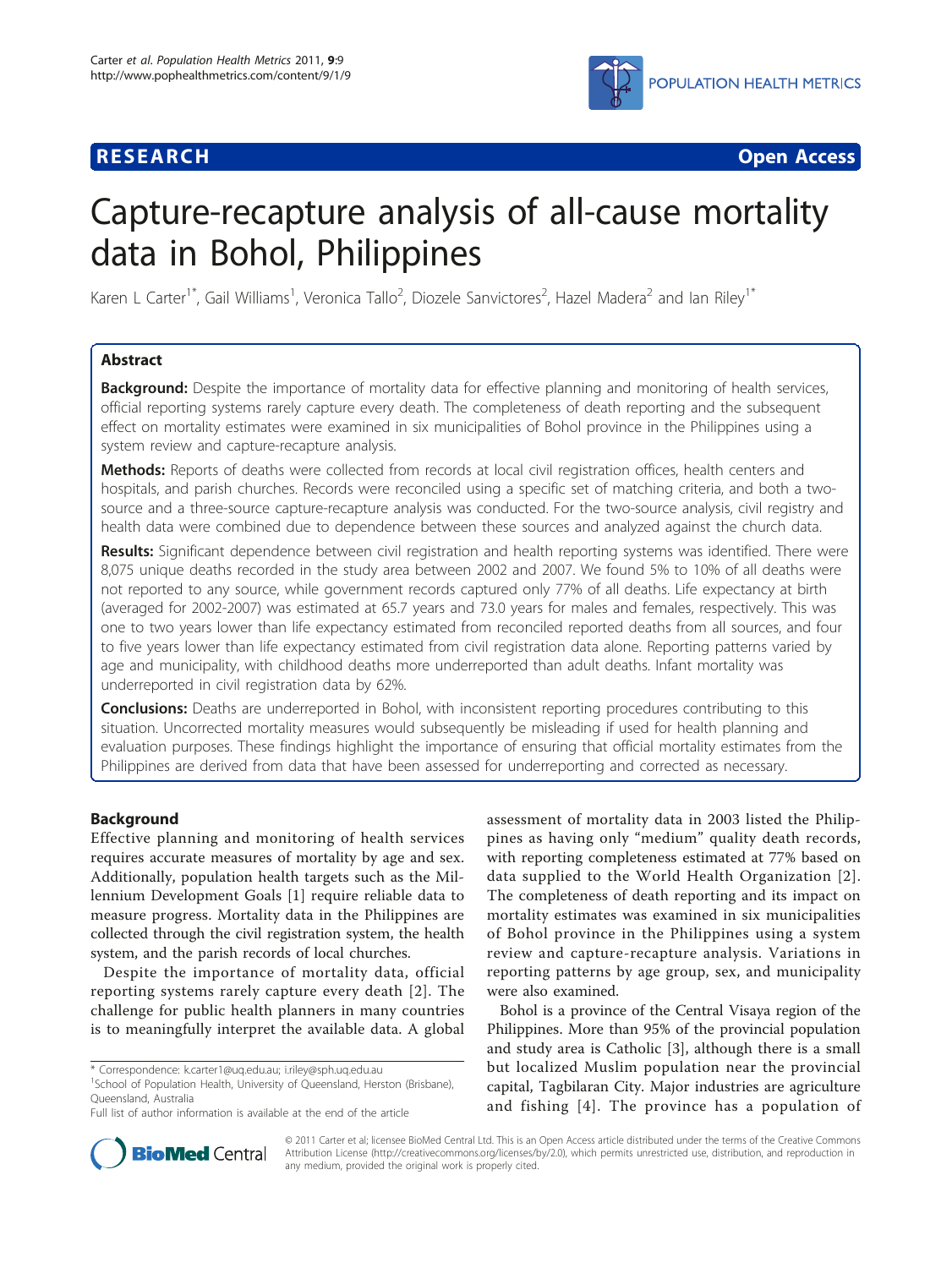**RESEARCH** **Open Access**

# Capture-recapture analysis of all-cause mortality data in Bohol, Philippines

Karen L Carter[1*], Gail Williams[1], Veronica Tallo[2], Diozele Sanvictores[2], Hazel Madera[2] and Ian Riley[1*]

## Abstract

**Background:** Despite the importance of mortality data for effective planning and monitoring of health services, official reporting systems rarely capture every death. The completeness of death reporting and the subsequent effect on mortality estimates were examined in six municipalities of Bohol province in the Philippines using a system review and capture-recapture analysis.

**Methods:** Reports of deaths were collected from records at local civil registration offices, health centers and hospitals, and parish churches. Records were reconciled using a specific set of matching criteria, and both a two-source and a three-source capture-recapture analysis was conducted. For the two-source analysis, civil registry and health data were combined due to dependence between these sources and analyzed against the church data.

**Results:** Significant dependence between civil registration and health reporting systems was identified. There were 8,075 unique deaths recorded in the study area between 2002 and 2007. We found 5% to 10% of all deaths were not reported to any source, while government records captured only 77% of all deaths. Life expectancy at birth (averaged for 2002-2007) was estimated at 65.7 years and 73.0 years for males and females, respectively. This was one to two years lower than life expectancy estimated from reconciled reported deaths from all sources, and four to five years lower than life expectancy estimated from civil registration data alone. Reporting patterns varied by age and municipality, with childhood deaths more underreported than adult deaths. Infant mortality was underreported in civil registration data by 62%.

**Conclusions:** Deaths are underreported in Bohol, with inconsistent reporting procedures contributing to this situation. Uncorrected mortality measures would subsequently be misleading if used for health planning and evaluation purposes. These findings highlight the importance of ensuring that official mortality estimates from the Philippines are derived from data that have been assessed for underreporting and corrected as necessary.

## Background

Effective planning and monitoring of health services requires accurate measures of mortality by age and sex. Additionally, population health targets such as the Millennium Development Goals [1] require reliable data to measure progress. Mortality data in the Philippines are collected through the civil registration system, the health system, and the parish records of local churches.

Despite the importance of mortality data, official reporting systems rarely capture every death [2]. The challenge for public health planners in many countries is to meaningfully interpret the available data. A global assessment of mortality data in 2003 listed the Philippines as having only "medium" quality death records, with reporting completeness estimated at 77% based on data supplied to the World Health Organization [2]. The completeness of death reporting and its impact on mortality estimates was examined in six municipalities of Bohol province in the Philippines using a system review and capture-recapture analysis. Variations in reporting patterns by age group, sex, and municipality were also examined.

Bohol is a province of the Central Visaya region of the Philippines. More than 95% of the provincial population and study area is Catholic [3], although there is a small but localized Muslim population near the provincial capital, Tagbilaran City. Major industries are agriculture and fishing [4]. The province has a population of

\* Correspondence: k.carter1@uq.edu.au; i.riley@sph.uq.edu.au
[1]School of Population Health, University of Queensland, Herston (Brisbane), Queensland, Australia
Full list of author information is available at the end of the article

© 2011 Carter et al; licensee BioMed Central Ltd. This is an Open Access article distributed under the terms of the Creative Commons Attribution License (http://creativecommons.org/licenses/by/2.0), which permits unrestricted use, distribution, and reproduction in any medium, provided the original work is properly cited.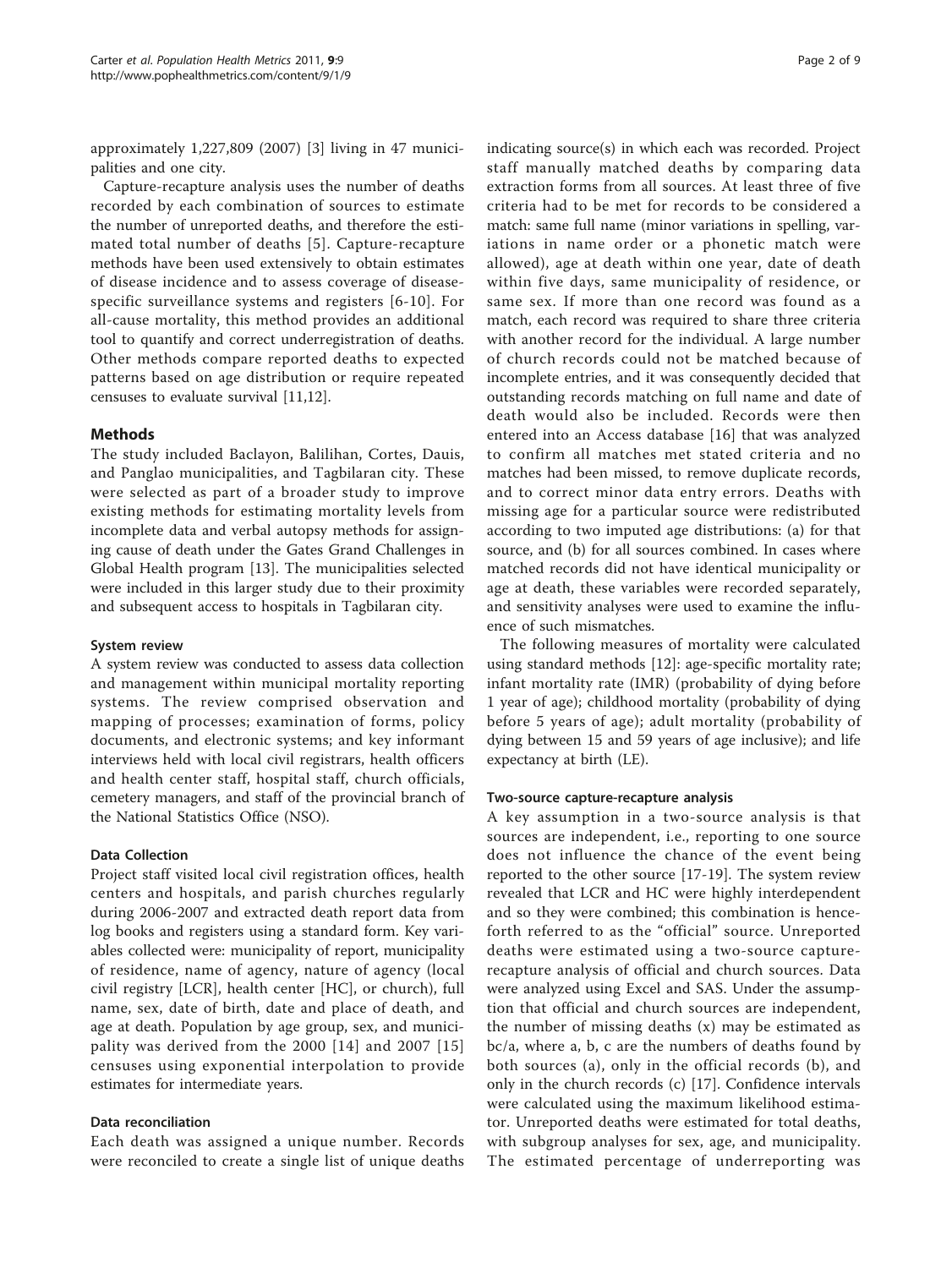approximately 1,227,809 (2007) [3] living in 47 municipalities and one city.

Capture-recapture analysis uses the number of deaths recorded by each combination of sources to estimate the number of unreported deaths, and therefore the estimated total number of deaths [5]. Capture-recapture methods have been used extensively to obtain estimates of disease incidence and to assess coverage of disease-specific surveillance systems and registers [6-10]. For all-cause mortality, this method provides an additional tool to quantify and correct underregistration of deaths. Other methods compare reported deaths to expected patterns based on age distribution or require repeated censuses to evaluate survival [11,12].

## Methods

The study included Baclayon, Balilihan, Cortes, Dauis, and Panglao municipalities, and Tagbilaran city. These were selected as part of a broader study to improve existing methods for estimating mortality levels from incomplete data and verbal autopsy methods for assigning cause of death under the Gates Grand Challenges in Global Health program [13]. The municipalities selected were included in this larger study due to their proximity and subsequent access to hospitals in Tagbilaran city.

### System review

A system review was conducted to assess data collection and management within municipal mortality reporting systems. The review comprised observation and mapping of processes; examination of forms, policy documents, and electronic systems; and key informant interviews held with local civil registrars, health officers and health center staff, hospital staff, church officials, cemetery managers, and staff of the provincial branch of the National Statistics Office (NSO).

### Data Collection

Project staff visited local civil registration offices, health centers and hospitals, and parish churches regularly during 2006-2007 and extracted death report data from log books and registers using a standard form. Key variables collected were: municipality of report, municipality of residence, name of agency, nature of agency (local civil registry [LCR], health center [HC], or church), full name, sex, date of birth, date and place of death, and age at death. Population by age group, sex, and municipality was derived from the 2000 [14] and 2007 [15] censuses using exponential interpolation to provide estimates for intermediate years.

### Data reconciliation

Each death was assigned a unique number. Records were reconciled to create a single list of unique deaths indicating source(s) in which each was recorded. Project staff manually matched deaths by comparing data extraction forms from all sources. At least three of five criteria had to be met for records to be considered a match: same full name (minor variations in spelling, variations in name order or a phonetic match were allowed), age at death within one year, date of death within five days, same municipality of residence, or same sex. If more than one record was found as a match, each record was required to share three criteria with another record for the individual. A large number of church records could not be matched because of incomplete entries, and it was consequently decided that outstanding records matching on full name and date of death would also be included. Records were then entered into an Access database [16] that was analyzed to confirm all matches met stated criteria and no matches had been missed, to remove duplicate records, and to correct minor data entry errors. Deaths with missing age for a particular source were redistributed according to two imputed age distributions: (a) for that source, and (b) for all sources combined. In cases where matched records did not have identical municipality or age at death, these variables were recorded separately, and sensitivity analyses were used to examine the influence of such mismatches.

The following measures of mortality were calculated using standard methods [12]: age-specific mortality rate; infant mortality rate (IMR) (probability of dying before 1 year of age); childhood mortality (probability of dying before 5 years of age); adult mortality (probability of dying between 15 and 59 years of age inclusive); and life expectancy at birth (LE).

### Two-source capture-recapture analysis

A key assumption in a two-source analysis is that sources are independent, i.e., reporting to one source does not influence the chance of the event being reported to the other source [17-19]. The system review revealed that LCR and HC were highly interdependent and so they were combined; this combination is henceforth referred to as the "official" source. Unreported deaths were estimated using a two-source capture-recapture analysis of official and church sources. Data were analyzed using Excel and SAS. Under the assumption that official and church sources are independent, the number of missing deaths ($x$) may be estimated as $bc/a$, where $a$, $b$, $c$ are the numbers of deaths found by both sources ($a$), only in the official records ($b$), and only in the church records ($c$) [17]. Confidence intervals were calculated using the maximum likelihood estimator. Unreported deaths were estimated for total deaths, with subgroup analyses for sex, age, and municipality. The estimated percentage of underreporting was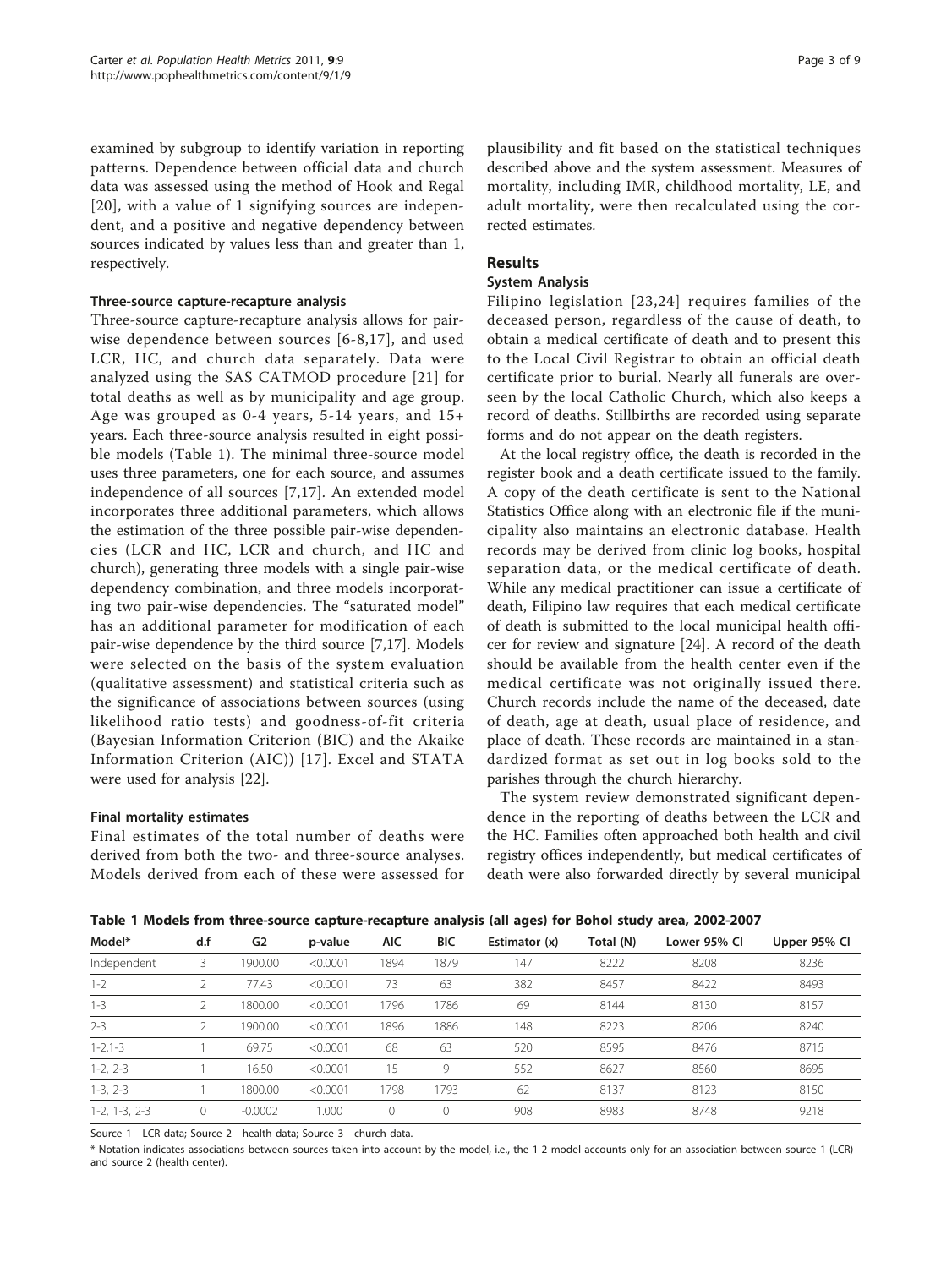examined by subgroup to identify variation in reporting patterns. Dependence between official data and church data was assessed using the method of Hook and Regal [20], with a value of 1 signifying sources are independent, and a positive and negative dependency between sources indicated by values less than and greater than 1, respectively.

#### Three-source capture-recapture analysis

Three-source capture-recapture analysis allows for pairwise dependence between sources [6-8,17], and used LCR, HC, and church data separately. Data were analyzed using the SAS CATMOD procedure [21] for total deaths as well as by municipality and age group. Age was grouped as 0-4 years, 5-14 years, and 15+ years. Each three-source analysis resulted in eight possible models (Table 1). The minimal three-source model uses three parameters, one for each source, and assumes independence of all sources [7,17]. An extended model incorporates three additional parameters, which allows the estimation of the three possible pair-wise dependencies (LCR and HC, LCR and church, and HC and church), generating three models with a single pair-wise dependency combination, and three models incorporating two pair-wise dependencies. The "saturated model" has an additional parameter for modification of each pair-wise dependence by the third source [7,17]. Models were selected on the basis of the system evaluation (qualitative assessment) and statistical criteria such as the significance of associations between sources (using likelihood ratio tests) and goodness-of-fit criteria (Bayesian Information Criterion (BIC) and the Akaike Information Criterion (AIC)) [17]. Excel and STATA were used for analysis [22].

#### Final mortality estimates

Final estimates of the total number of deaths were derived from both the two- and three-source analyses. Models derived from each of these were assessed for plausibility and fit based on the statistical techniques described above and the system assessment. Measures of mortality, including IMR, childhood mortality, LE, and adult mortality, were then recalculated using the corrected estimates.

## Results

### System Analysis

Filipino legislation [23,24] requires families of the deceased person, regardless of the cause of death, to obtain a medical certificate of death and to present this to the Local Civil Registrar to obtain an official death certificate prior to burial. Nearly all funerals are overseen by the local Catholic Church, which also keeps a record of deaths. Stillbirths are recorded using separate forms and do not appear on the death registers.

At the local registry office, the death is recorded in the register book and a death certificate issued to the family. A copy of the death certificate is sent to the National Statistics Office along with an electronic file if the municipality also maintains an electronic database. Health records may be derived from clinic log books, hospital separation data, or the medical certificate of death. While any medical practitioner can issue a certificate of death, Filipino law requires that each medical certificate of death is submitted to the local municipal health officer for review and signature [24]. A record of the death should be available from the health center even if the medical certificate was not originally issued there. Church records include the name of the deceased, date of death, age at death, usual place of residence, and place of death. These records are maintained in a standardized format as set out in log books sold to the parishes through the church hierarchy.

The system review demonstrated significant dependence in the reporting of deaths between the LCR and the HC. Families often approached both health and civil registry offices independently, but medical certificates of death were also forwarded directly by several municipal

**Table 1 Models from three-source capture-recapture analysis (all ages) for Bohol study area, 2002-2007**

| Model* | d.f | G2 | p-value | AIC | BIC | Estimator (x) | Total (N) | Lower 95% CI | Upper 95% CI |
|---|---|---|---|---|---|---|---|---|---|
| Independent | 3 | 1900.00 | <0.0001 | 1894 | 1879 | 147 | 8222 | 8208 | 8236 |
| 1-2 | 2 | 77.43 | <0.0001 | 73 | 63 | 382 | 8457 | 8422 | 8493 |
| 1-3 | 2 | 1800.00 | <0.0001 | 1796 | 1786 | 69 | 8144 | 8130 | 8157 |
| 2-3 | 2 | 1900.00 | <0.0001 | 1896 | 1886 | 148 | 8223 | 8206 | 8240 |
| 1-2,1-3 | 1 | 69.75 | <0.0001 | 68 | 63 | 520 | 8595 | 8476 | 8715 |
| 1-2, 2-3 | 1 | 16.50 | <0.0001 | 15 | 9 | 552 | 8627 | 8560 | 8695 |
| 1-3, 2-3 | 1 | 1800.00 | <0.0001 | 1798 | 1793 | 62 | 8137 | 8123 | 8150 |
| 1-2, 1-3, 2-3 | 0 | -0.0002 | 1.000 | 0 | 0 | 908 | 8983 | 8748 | 9218 |

Source 1 - LCR data; Source 2 - health data; Source 3 - church data.

* Notation indicates associations between sources taken into account by the model, i.e., the 1-2 model accounts only for an association between source 1 (LCR) and source 2 (health center).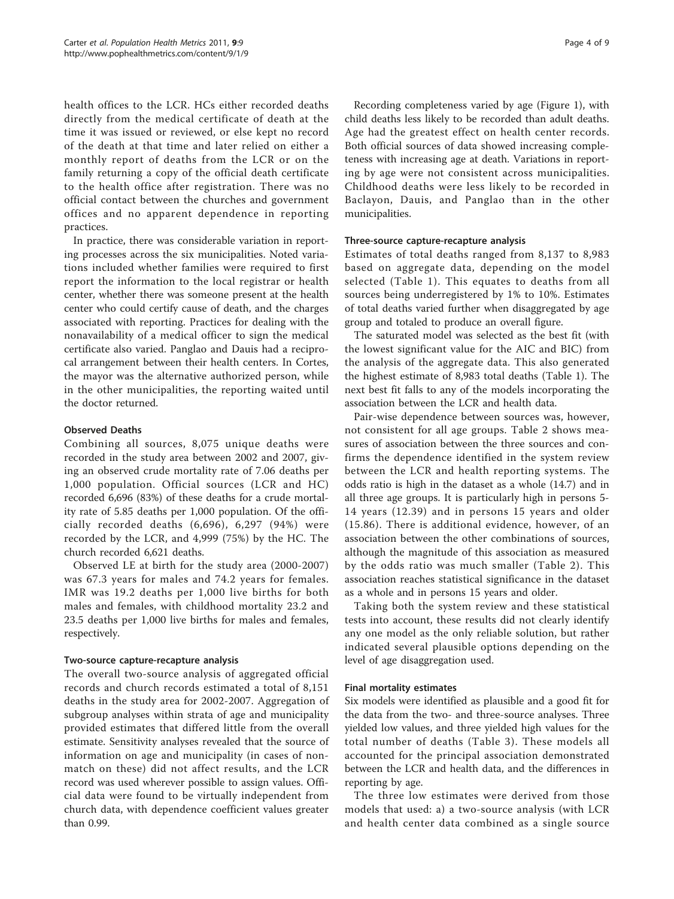health offices to the LCR. HCs either recorded deaths directly from the medical certificate of death at the time it was issued or reviewed, or else kept no record of the death at that time and later relied on either a monthly report of deaths from the LCR or on the family returning a copy of the official death certificate to the health office after registration. There was no official contact between the churches and government offices and no apparent dependence in reporting practices.

In practice, there was considerable variation in reporting processes across the six municipalities. Noted variations included whether families were required to first report the information to the local registrar or health center, whether there was someone present at the health center who could certify cause of death, and the charges associated with reporting. Practices for dealing with the nonavailability of a medical officer to sign the medical certificate also varied. Panglao and Dauis had a reciprocal arrangement between their health centers. In Cortes, the mayor was the alternative authorized person, while in the other municipalities, the reporting waited until the doctor returned.

#### Observed Deaths

Combining all sources, 8,075 unique deaths were recorded in the study area between 2002 and 2007, giving an observed crude mortality rate of 7.06 deaths per 1,000 population. Official sources (LCR and HC) recorded 6,696 (83%) of these deaths for a crude mortality rate of 5.85 deaths per 1,000 population. Of the officially recorded deaths (6,696), 6,297 (94%) were recorded by the LCR, and 4,999 (75%) by the HC. The church recorded 6,621 deaths.

Observed LE at birth for the study area (2000-2007) was 67.3 years for males and 74.2 years for females. IMR was 19.2 deaths per 1,000 live births for both males and females, with childhood mortality 23.2 and 23.5 deaths per 1,000 live births for males and females, respectively.

#### Two-source capture-recapture analysis

The overall two-source analysis of aggregated official records and church records estimated a total of 8,151 deaths in the study area for 2002-2007. Aggregation of subgroup analyses within strata of age and municipality provided estimates that differed little from the overall estimate. Sensitivity analyses revealed that the source of information on age and municipality (in cases of nonmatch on these) did not affect results, and the LCR record was used wherever possible to assign values. Official data were found to be virtually independent from church data, with dependence coefficient values greater than 0.99.

Recording completeness varied by age (Figure 1), with child deaths less likely to be recorded than adult deaths. Age had the greatest effect on health center records. Both official sources of data showed increasing completeness with increasing age at death. Variations in reporting by age were not consistent across municipalities. Childhood deaths were less likely to be recorded in Baclayon, Dauis, and Panglao than in the other municipalities.

#### Three-source capture-recapture analysis

Estimates of total deaths ranged from 8,137 to 8,983 based on aggregate data, depending on the model selected (Table 1). This equates to deaths from all sources being underregistered by 1% to 10%. Estimates of total deaths varied further when disaggregated by age group and totaled to produce an overall figure.

The saturated model was selected as the best fit (with the lowest significant value for the AIC and BIC) from the analysis of the aggregate data. This also generated the highest estimate of 8,983 total deaths (Table 1). The next best fit falls to any of the models incorporating the association between the LCR and health data.

Pair-wise dependence between sources was, however, not consistent for all age groups. Table 2 shows measures of association between the three sources and confirms the dependence identified in the system review between the LCR and health reporting systems. The odds ratio is high in the dataset as a whole (14.7) and in all three age groups. It is particularly high in persons 5-14 years (12.39) and in persons 15 years and older (15.86). There is additional evidence, however, of an association between the other combinations of sources, although the magnitude of this association as measured by the odds ratio was much smaller (Table 2). This association reaches statistical significance in the dataset as a whole and in persons 15 years and older.

Taking both the system review and these statistical tests into account, these results did not clearly identify any one model as the only reliable solution, but rather indicated several plausible options depending on the level of age disaggregation used.

#### Final mortality estimates

Six models were identified as plausible and a good fit for the data from the two- and three-source analyses. Three yielded low values, and three yielded high values for the total number of deaths (Table 3). These models all accounted for the principal association demonstrated between the LCR and health data, and the differences in reporting by age.

The three low estimates were derived from those models that used: a) a two-source analysis (with LCR and health center data combined as a single source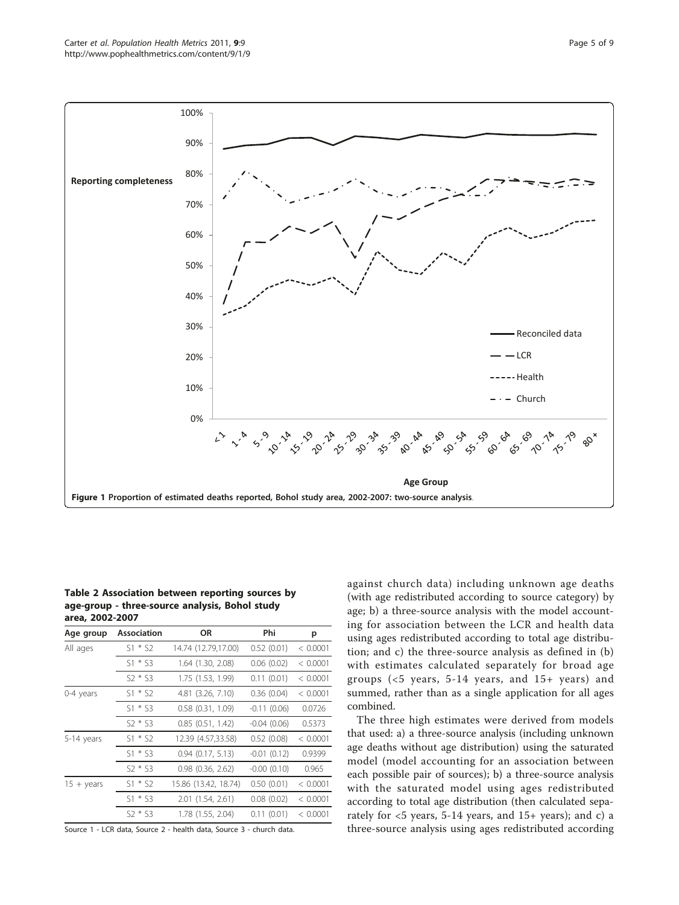Figure 1 Proportion of estimated deaths reported, Bohol study area, 2002-2007: two-source analysis.

**Table 2 Association between reporting sources by age-group - three-source analysis, Bohol study area, 2002-2007**

| Age group | Association | OR | Phi | p |
|---|---|---|---|---|
| All ages | S1 * S2 | 14.74 (12.79,17.00) | 0.52 (0.01) | < 0.0001 |
| | S1 * S3 | 1.64 (1.30, 2.08) | 0.06 (0.02) | < 0.0001 |
| | S2 * S3 | 1.75 (1.53, 1.99) | 0.11 (0.01) | < 0.0001 |
| 0-4 years | S1 * S2 | 4.81 (3.26, 7.10) | 0.36 (0.04) | < 0.0001 |
| | S1 * S3 | 0.58 (0.31, 1.09) | -0.11 (0.06) | 0.0726 |
| | S2 * S3 | 0.85 (0.51, 1.42) | -0.04 (0.06) | 0.5373 |
| 5-14 years | S1 * S2 | 12.39 (4.57,33.58) | 0.52 (0.08) | < 0.0001 |
| | S1 * S3 | 0.94 (0.17, 5.13) | -0.01 (0.12) | 0.9399 |
| | S2 * S3 | 0.98 (0.36, 2.62) | -0.00 (0.10) | 0.965 |
| 15 + years | S1 * S2 | 15.86 (13.42, 18.74) | 0.50 (0.01) | < 0.0001 |
| | S1 * S3 | 2.01 (1.54, 2.61) | 0.08 (0.02) | < 0.0001 |
| | S2 * S3 | 1.78 (1.55, 2.04) | 0.11 (0.01) | < 0.0001 |

Source 1 - LCR data, Source 2 - health data, Source 3 - church data.

against church data) including unknown age deaths (with age redistributed according to source category) by age; b) a three-source analysis with the model accounting for association between the LCR and health data using ages redistributed according to total age distribution; and c) the three-source analysis as defined in (b) with estimates calculated separately for broad age groups (<5 years, 5-14 years, and 15+ years) and summed, rather than as a single application for all ages combined.

The three high estimates were derived from models that used: a) a three-source analysis (including unknown age deaths without age distribution) using the saturated model (model accounting for an association between each possible pair of sources); b) a three-source analysis with the saturated model using ages redistributed according to total age distribution (then calculated separately for <5 years, 5-14 years, and 15+ years); and c) a three-source analysis using ages redistributed according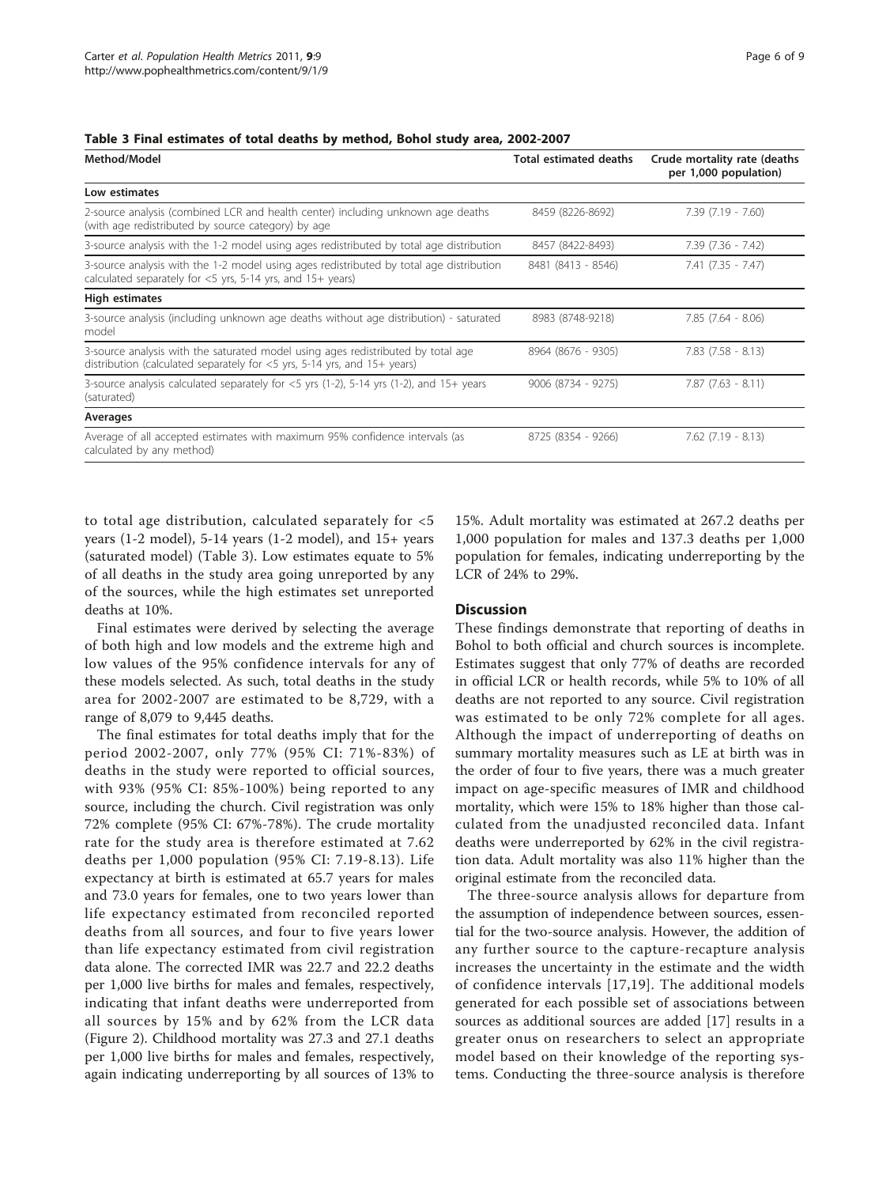**Table 3 Final estimates of total deaths by method, Bohol study area, 2002-2007**

| Method/Model | Total estimated deaths | Crude mortality rate (deaths per 1,000 population) |
|---|---|---|
| **Low estimates** | | |
| 2-source analysis (combined LCR and health center) including unknown age deaths (with age redistributed by source category) by age | 8459 (8226-8692) | 7.39 (7.19 - 7.60) |
| 3-source analysis with the 1-2 model using ages redistributed by total age distribution | 8457 (8422-8493) | 7.39 (7.36 - 7.42) |
| 3-source analysis with the 1-2 model using ages redistributed by total age distribution calculated separately for <5 yrs, 5-14 yrs, and 15+ years) | 8481 (8413 - 8546) | 7.41 (7.35 - 7.47) |
| **High estimates** | | |
| 3-source analysis (including unknown age deaths without age distribution) - saturated model | 8983 (8748-9218) | 7.85 (7.64 - 8.06) |
| 3-source analysis with the saturated model using ages redistributed by total age distribution (calculated separately for <5 yrs, 5-14 yrs, and 15+ years) | 8964 (8676 - 9305) | 7.83 (7.58 - 8.13) |
| 3-source analysis calculated separately for <5 yrs (1-2), 5-14 yrs (1-2), and 15+ years (saturated) | 9006 (8734 - 9275) | 7.87 (7.63 - 8.11) |
| **Averages** | | |
| Average of all accepted estimates with maximum 95% confidence intervals (as calculated by any method) | 8725 (8354 - 9266) | 7.62 (7.19 - 8.13) |

to total age distribution, calculated separately for <5 years (1-2 model), 5-14 years (1-2 model), and 15+ years (saturated model) (Table 3). Low estimates equate to 5% of all deaths in the study area going unreported by any of the sources, while the high estimates set unreported deaths at 10%.

Final estimates were derived by selecting the average of both high and low models and the extreme high and low values of the 95% confidence intervals for any of these models selected. As such, total deaths in the study area for 2002-2007 are estimated to be 8,729, with a range of 8,079 to 9,445 deaths.

The final estimates for total deaths imply that for the period 2002-2007, only 77% (95% CI: 71%-83%) of deaths in the study were reported to official sources, with 93% (95% CI: 85%-100%) being reported to any source, including the church. Civil registration was only 72% complete (95% CI: 67%-78%). The crude mortality rate for the study area is therefore estimated at 7.62 deaths per 1,000 population (95% CI: 7.19-8.13). Life expectancy at birth is estimated at 65.7 years for males and 73.0 years for females, one to two years lower than life expectancy estimated from reconciled reported deaths from all sources, and four to five years lower than life expectancy estimated from civil registration data alone. The corrected IMR was 22.7 and 22.2 deaths per 1,000 live births for males and females, respectively, indicating that infant deaths were underreported from all sources by 15% and by 62% from the LCR data (Figure 2). Childhood mortality was 27.3 and 27.1 deaths per 1,000 live births for males and females, respectively, again indicating underreporting by all sources of 13% to 15%. Adult mortality was estimated at 267.2 deaths per 1,000 population for males and 137.3 deaths per 1,000 population for females, indicating underreporting by the LCR of 24% to 29%.

## Discussion

These findings demonstrate that reporting of deaths in Bohol to both official and church sources is incomplete. Estimates suggest that only 77% of deaths are recorded in official LCR or health records, while 5% to 10% of all deaths are not reported to any source. Civil registration was estimated to be only 72% complete for all ages. Although the impact of underreporting of deaths on summary mortality measures such as LE at birth was in the order of four to five years, there was a much greater impact on age-specific measures of IMR and childhood mortality, which were 15% to 18% higher than those calculated from the unadjusted reconciled data. Infant deaths were underreported by 62% in the civil registration data. Adult mortality was also 11% higher than the original estimate from the reconciled data.

The three-source analysis allows for departure from the assumption of independence between sources, essential for the two-source analysis. However, the addition of any further source to the capture-recapture analysis increases the uncertainty in the estimate and the width of confidence intervals [17,19]. The additional models generated for each possible set of associations between sources as additional sources are added [17] results in a greater onus on researchers to select an appropriate model based on their knowledge of the reporting systems. Conducting the three-source analysis is therefore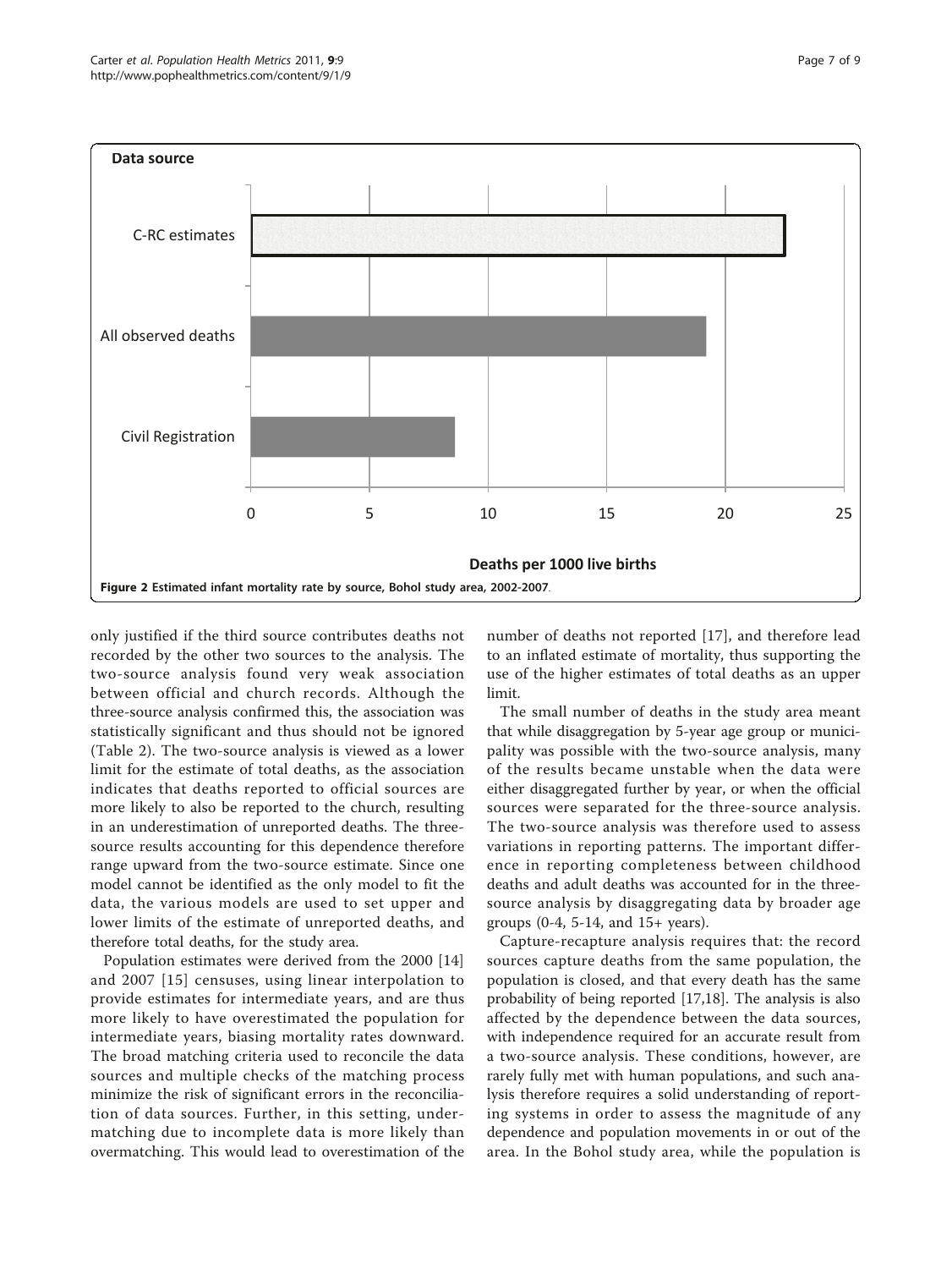**Figure 2 Estimated infant mortality rate by source, Bohol study area, 2002-2007**.

only justified if the third source contributes deaths not recorded by the other two sources to the analysis. The two-source analysis found very weak association between official and church records. Although the three-source analysis confirmed this, the association was statistically significant and thus should not be ignored (Table 2). The two-source analysis is viewed as a lower limit for the estimate of total deaths, as the association indicates that deaths reported to official sources are more likely to also be reported to the church, resulting in an underestimation of unreported deaths. The three-source results accounting for this dependence therefore range upward from the two-source estimate. Since one model cannot be identified as the only model to fit the data, the various models are used to set upper and lower limits of the estimate of unreported deaths, and therefore total deaths, for the study area.

Population estimates were derived from the 2000 [14] and 2007 [15] censuses, using linear interpolation to provide estimates for intermediate years, and are thus more likely to have overestimated the population for intermediate years, biasing mortality rates downward. The broad matching criteria used to reconcile the data sources and multiple checks of the matching process minimize the risk of significant errors in the reconciliation of data sources. Further, in this setting, undermatching due to incomplete data is more likely than overmatching. This would lead to overestimation of the number of deaths not reported [17], and therefore lead to an inflated estimate of mortality, thus supporting the use of the higher estimates of total deaths as an upper limit.

The small number of deaths in the study area meant that while disaggregation by 5-year age group or municipality was possible with the two-source analysis, many of the results became unstable when the data were either disaggregated further by year, or when the official sources were separated for the three-source analysis. The two-source analysis was therefore used to assess variations in reporting patterns. The important difference in reporting completeness between childhood deaths and adult deaths was accounted for in the three-source analysis by disaggregating data by broader age groups (0-4, 5-14, and 15+ years).

Capture-recapture analysis requires that: the record sources capture deaths from the same population, the population is closed, and that every death has the same probability of being reported [17,18]. The analysis is also affected by the dependence between the data sources, with independence required for an accurate result from a two-source analysis. These conditions, however, are rarely fully met with human populations, and such analysis therefore requires a solid understanding of reporting systems in order to assess the magnitude of any dependence and population movements in or out of the area. In the Bohol study area, while the population is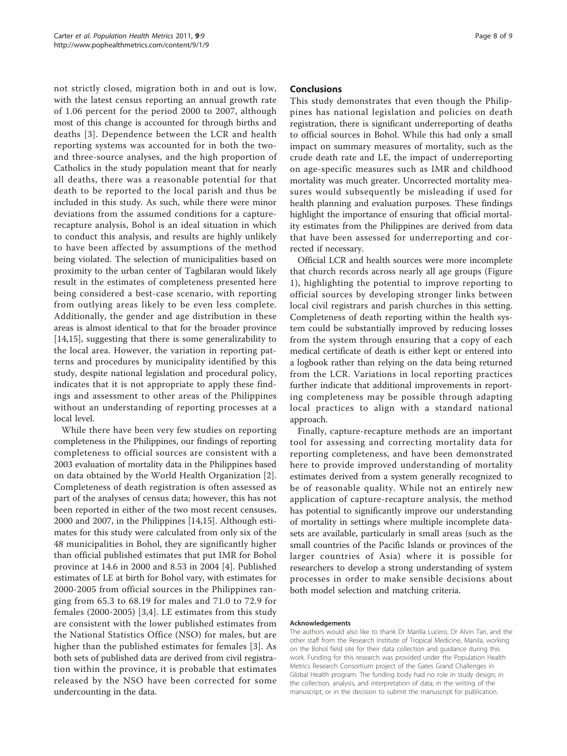not strictly closed, migration both in and out is low, with the latest census reporting an annual growth rate of 1.06 percent for the period 2000 to 2007, although most of this change is accounted for through births and deaths [3]. Dependence between the LCR and health reporting systems was accounted for in both the two- and three-source analyses, and the high proportion of Catholics in the study population meant that for nearly all deaths, there was a reasonable potential for that death to be reported to the local parish and thus be included in this study. As such, while there were minor deviations from the assumed conditions for a capture-recapture analysis, Bohol is an ideal situation in which to conduct this analysis, and results are highly unlikely to have been affected by assumptions of the method being violated. The selection of municipalities based on proximity to the urban center of Tagbilaran would likely result in the estimates of completeness presented here being considered a best-case scenario, with reporting from outlying areas likely to be even less complete. Additionally, the gender and age distribution in these areas is almost identical to that for the broader province [14,15], suggesting that there is some generalizability to the local area. However, the variation in reporting patterns and procedures by municipality identified by this study, despite national legislation and procedural policy, indicates that it is not appropriate to apply these findings and assessment to other areas of the Philippines without an understanding of reporting processes at a local level.

While there have been very few studies on reporting completeness in the Philippines, our findings of reporting completeness to official sources are consistent with a 2003 evaluation of mortality data in the Philippines based on data obtained by the World Health Organization [2]. Completeness of death registration is often assessed as part of the analyses of census data; however, this has not been reported in either of the two most recent censuses, 2000 and 2007, in the Philippines [14,15]. Although estimates for this study were calculated from only six of the 48 municipalities in Bohol, they are significantly higher than official published estimates that put IMR for Bohol province at 14.6 in 2000 and 8.53 in 2004 [4]. Published estimates of LE at birth for Bohol vary, with estimates for 2000-2005 from official sources in the Philippines ranging from 65.3 to 68.19 for males and 71.0 to 72.9 for females (2000-2005) [3,4]. LE estimates from this study are consistent with the lower published estimates from the National Statistics Office (NSO) for males, but are higher than the published estimates for females [3]. As both sets of published data are derived from civil registration within the province, it is probable that estimates released by the NSO have been corrected for some undercounting in the data.

## Conclusions

This study demonstrates that even though the Philippines has national legislation and policies on death registration, there is significant underreporting of deaths to official sources in Bohol. While this had only a small impact on summary measures of mortality, such as the crude death rate and LE, the impact of underreporting on age-specific measures such as IMR and childhood mortality was much greater. Uncorrected mortality measures would subsequently be misleading if used for health planning and evaluation purposes. These findings highlight the importance of ensuring that official mortality estimates from the Philippines are derived from data that have been assessed for underreporting and corrected if necessary.

Official LCR and health sources were more incomplete that church records across nearly all age groups (Figure 1), highlighting the potential to improve reporting to official sources by developing stronger links between local civil registrars and parish churches in this setting. Completeness of death reporting within the health system could be substantially improved by reducing losses from the system through ensuring that a copy of each medical certificate of death is either kept or entered into a logbook rather than relying on the data being returned from the LCR. Variations in local reporting practices further indicate that additional improvements in reporting completeness may be possible through adapting local practices to align with a standard national approach.

Finally, capture-recapture methods are an important tool for assessing and correcting mortality data for reporting completeness, and have been demonstrated here to provide improved understanding of mortality estimates derived from a system generally recognized to be of reasonable quality. While not an entirely new application of capture-recapture analysis, the method has potential to significantly improve our understanding of mortality in settings where multiple incomplete datasets are available, particularly in small areas (such as the small countries of the Pacific Islands or provinces of the larger countries of Asia) where it is possible for researchers to develop a strong understanding of system processes in order to make sensible decisions about both model selection and matching criteria.

#### Acknowledgements

The authors would also like to thank Dr Marilla Lucero, Dr Alvin Tan, and the other staff from the Research Institute of Tropical Medicine, Manila, working on the Bohol field site for their data collection and guidance during this work. Funding for this research was provided under the Population Health Metrics Research Consortium project of the Gates Grand Challenges in Global Health program. The funding body had no role in study design; in the collection, analysis, and interpretation of data; in the writing of the manuscript; or in the decision to submit the manuscript for publication.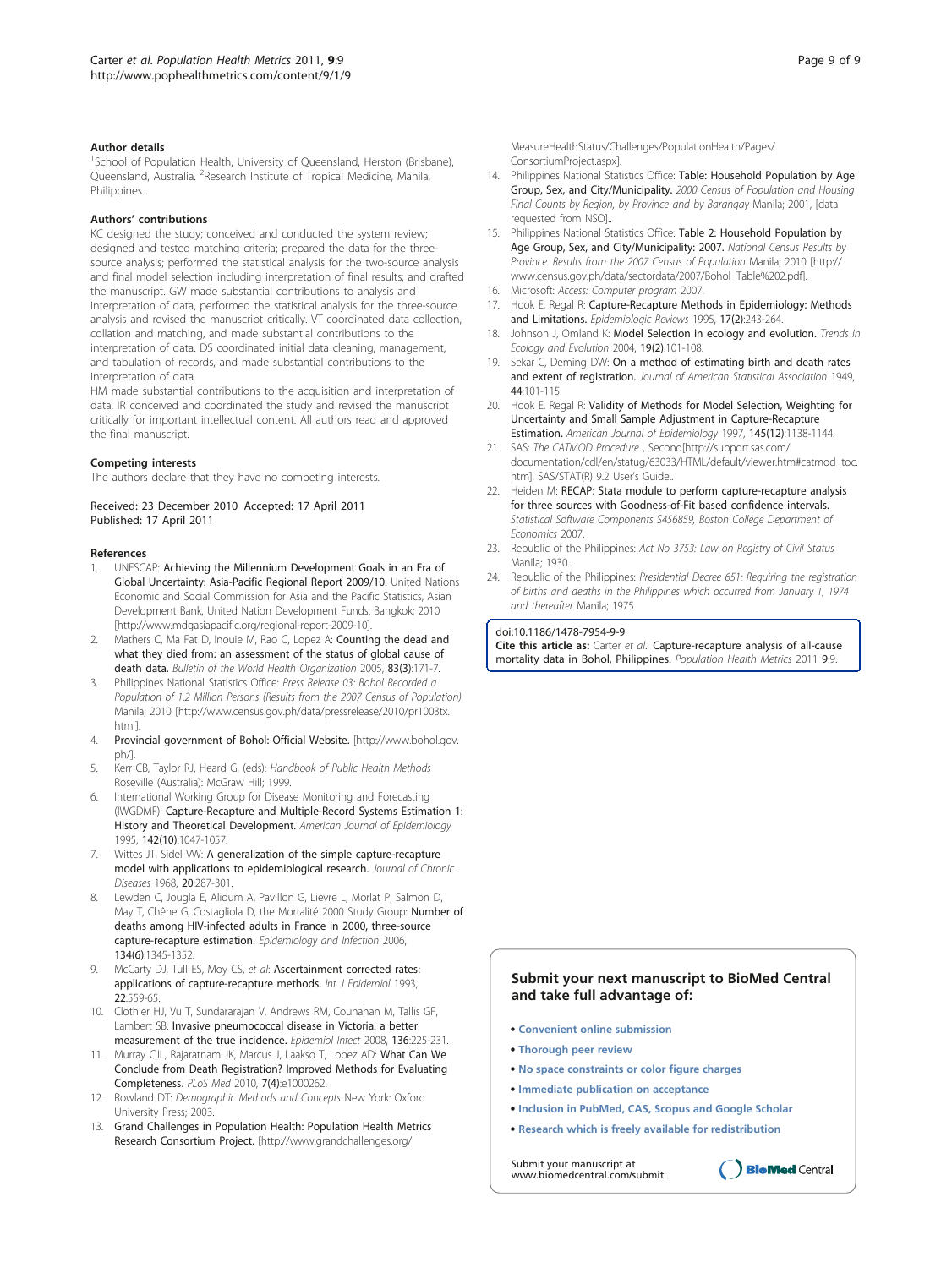### Author details

[1]School of Population Health, University of Queensland, Herston (Brisbane), Queensland, Australia. [2]Research Institute of Tropical Medicine, Manila, Philippines.

### Authors' contributions

KC designed the study; conceived and conducted the system review; designed and tested matching criteria; prepared the data for the three-source analysis; performed the statistical analysis for the two-source analysis and final model selection including interpretation of final results; and drafted the manuscript. GW made substantial contributions to analysis and interpretation of data, performed the statistical analysis for the three-source analysis and revised the manuscript critically. VT coordinated data collection, collation and matching, and made substantial contributions to the interpretation of data. DS coordinated initial data cleaning, management, and tabulation of records, and made substantial contributions to the interpretation of data.

HM made substantial contributions to the acquisition and interpretation of data. IR conceived and coordinated the study and revised the manuscript critically for important intellectual content. All authors read and approved the final manuscript.

### Competing interests

The authors declare that they have no competing interests.

Received: 23 December 2010 Accepted: 17 April 2011
Published: 17 April 2011

### References

1. UNESCAP: **Achieving the Millennium Development Goals in an Era of Global Uncertainty: Asia-Pacific Regional Report 2009/10.** United Nations Economic and Social Commission for Asia and the Pacific Statistics, Asian Development Bank, United Nation Development Funds. Bangkok; 2010 [http://www.mdgasiapacific.org/regional-report-2009-10].
2. Mathers C, Ma Fat D, Inouie M, Rao C, Lopez A: **Counting the dead and what they died from: an assessment of the status of global cause of death data.** *Bulletin of the World Health Organization* 2005, **83(3)**:171-7.
3. Philippines National Statistics Office: *Press Release 03: Bohol Recorded a Population of 1.2 Million Persons (Results from the 2007 Census of Population)* Manila; 2010 [http://www.census.gov.ph/data/pressrelease/2010/pr1003tx.html].
4. **Provincial government of Bohol: Official Website.** [http://www.bohol.gov.ph/].
5. Kerr CB, Taylor RJ, Heard G, (eds): *Handbook of Public Health Methods* Roseville (Australia): McGraw Hill; 1999.
6. International Working Group for Disease Monitoring and Forecasting (IWGDMF): **Capture-Recapture and Multiple-Record Systems Estimation 1: History and Theoretical Development.** *American Journal of Epidemiology* 1995, **142(10)**:1047-1057.
7. Wittes JT, Sidel VW: **A generalization of the simple capture-recapture model with applications to epidemiological research.** *Journal of Chronic Diseases* 1968, **20**:287-301.
8. Lewden C, Jougla E, Alioum A, Pavillon G, Lièvre L, Morlat P, Salmon D, May T, Chêne G, Costagliola D, the Mortalité 2000 Study Group: **Number of deaths among HIV-infected adults in France in 2000, three-source capture-recapture estimation.** *Epidemiology and Infection* 2006, **134(6)**:1345-1352.
9. McCarty DJ, Tull ES, Moy CS, *et al*: **Ascertainment corrected rates: applications of capture-recapture methods.** *Int J Epidemiol* 1993, **22**:559-65.
10. Clothier HJ, Vu T, Sundararajan V, Andrews RM, Counahan M, Tallis GF, Lambert SB: **Invasive pneumococcal disease in Victoria: a better measurement of the true incidence.** *Epidemiol Infect* 2008, **136**:225-231.
11. Murray CJL, Rajaratnam JK, Marcus J, Laakso T, Lopez AD: **What Can We Conclude from Death Registration? Improved Methods for Evaluating Completeness.** *PLoS Med* 2010, **7(4)**:e1000262.
12. Rowland DT: *Demographic Methods and Concepts* New York: Oxford University Press; 2003.
13. **Grand Challenges in Population Health: Population Health Metrics Research Consortium Project.** [http://www.grandchallenges.org/MeasureHealthStatus/Challenges/PopulationHealth/Pages/ConsortiumProject.aspx].
14. Philippines National Statistics Office: **Table: Household Population by Age Group, Sex, and City/Municipality.** *2000 Census of Population and Housing Final Counts by Region, by Province and by Barangay* Manila; 2001, [data requested from NSO]..
15. Philippines National Statistics Office: **Table 2: Household Population by Age Group, Sex, and City/Municipality: 2007.** *National Census Results by Province. Results from the 2007 Census of Population* Manila; 2010 [http://www.census.gov.ph/data/sectordata/2007/Bohol_Table%202.pdf].
16. Microsoft: *Access: Computer program* 2007.
17. Hook E, Regal R: **Capture-Recapture Methods in Epidemiology: Methods and Limitations.** *Epidemiologic Reviews* 1995, **17(2)**:243-264.
18. Johnson J, Omland K: **Model Selection in ecology and evolution.** *Trends in Ecology and Evolution* 2004, **19(2)**:101-108.
19. Sekar C, Deming DW: **On a method of estimating birth and death rates and extent of registration.** *Journal of American Statistical Association* 1949, **44**:101-115.
20. Hook E, Regal R: **Validity of Methods for Model Selection, Weighting for Uncertainty and Small Sample Adjustment in Capture-Recapture Estimation.** *American Journal of Epidemiology* 1997, **145(12)**:1138-1144.
21. SAS: *The CATMOD Procedure* , Second[http://support.sas.com/documentation/cdl/en/statug/63033/HTML/default/viewer.htm#catmod_toc.htm], SAS/STAT(R) 9.2 User's Guide..
22. Heiden M: **RECAP: Stata module to perform capture-recapture analysis for three sources with Goodness-of-Fit based confidence intervals.** *Statistical Software Components S456859, Boston College Department of Economics* 2007.
23. Republic of the Philippines: *Act No 3753: Law on Registry of Civil Status* Manila; 1930.
24. Republic of the Philippines: *Presidential Decree 651: Requiring the registration of births and deaths in the Philippines which occurred from January 1, 1974 and thereafter* Manila; 1975.

doi:10.1186/1478-7954-9-9
**Cite this article as:** Carter *et al.*: Capture-recapture analysis of all-cause mortality data in Bohol, Philippines. *Population Health Metrics* 2011 **9**:9.

**Submit your next manuscript to BioMed Central and take full advantage of:**

- Convenient online submission
- Thorough peer review
- No space constraints or color figure charges
- Immediate publication on acceptance
- Inclusion in PubMed, CAS, Scopus and Google Scholar
- Research which is freely available for redistribution

Submit your manuscript at
www.biomedcentral.com/submit

BioMed Central